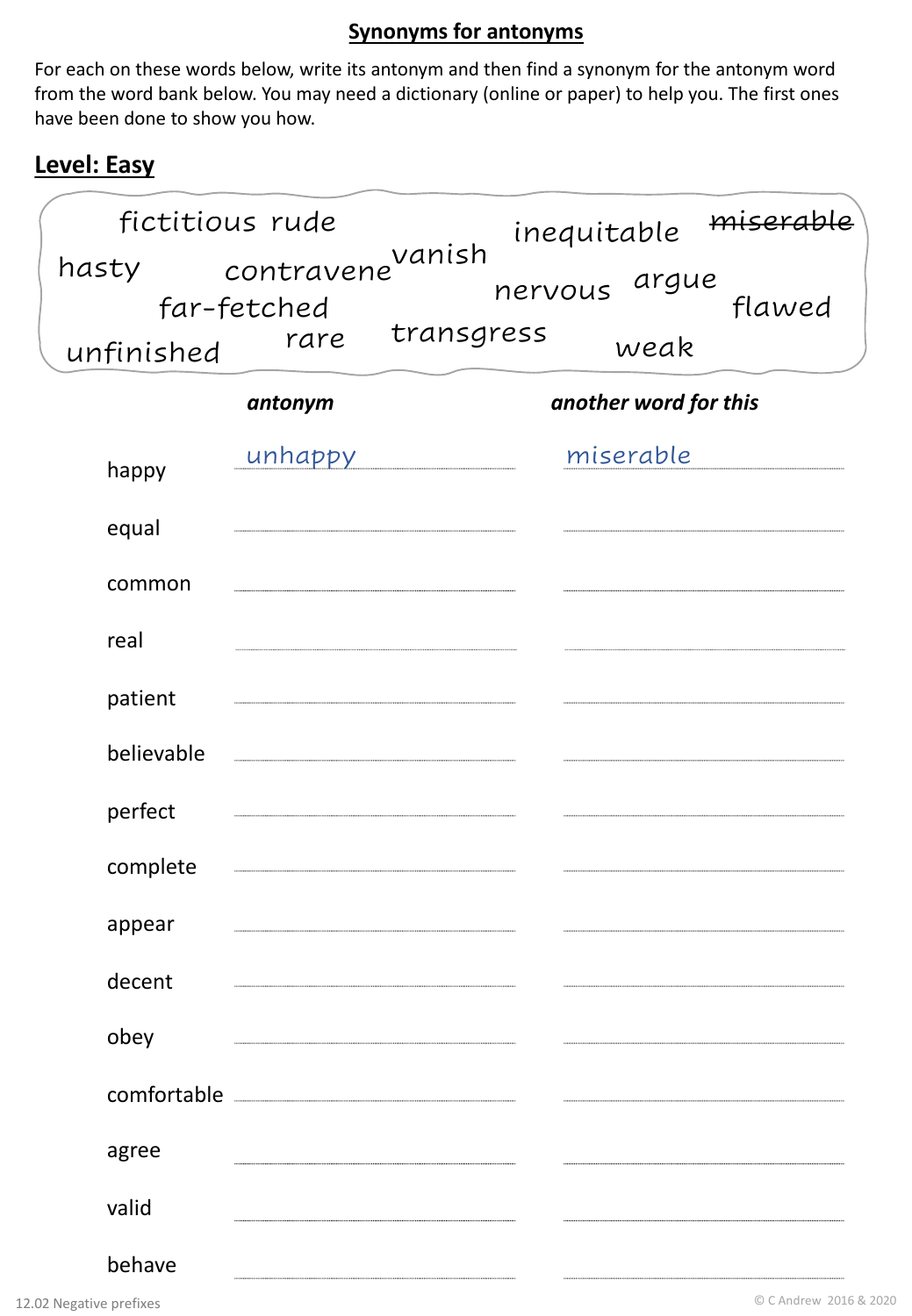## Synonyms for antonyms

For each on these words below, write its antonym and then find a synonym for the antonym word from the word bank below. You may need a dictionary (online or paper) to help you. The first ones have been done to show you how.

### Level: Easy

fictitious rude vanish inequitable ~~miserable~~ hasty contravene nervous argue far-fetched flawed unfinished rare transgress weak

| | *antonym* | *another word for this* |
|---|---|---|
| happy | unhappy | miserable |
| equal | | |
| common | | |
| real | | |
| patient | | |
| believable | | |
| perfect | | |
| complete | | |
| appear | | |
| decent | | |
| obey | | |
| comfortable | | |
| agree | | |
| valid | | |
| behave | | |

12.02 Negative prefixes

© C Andrew 2016 & 2020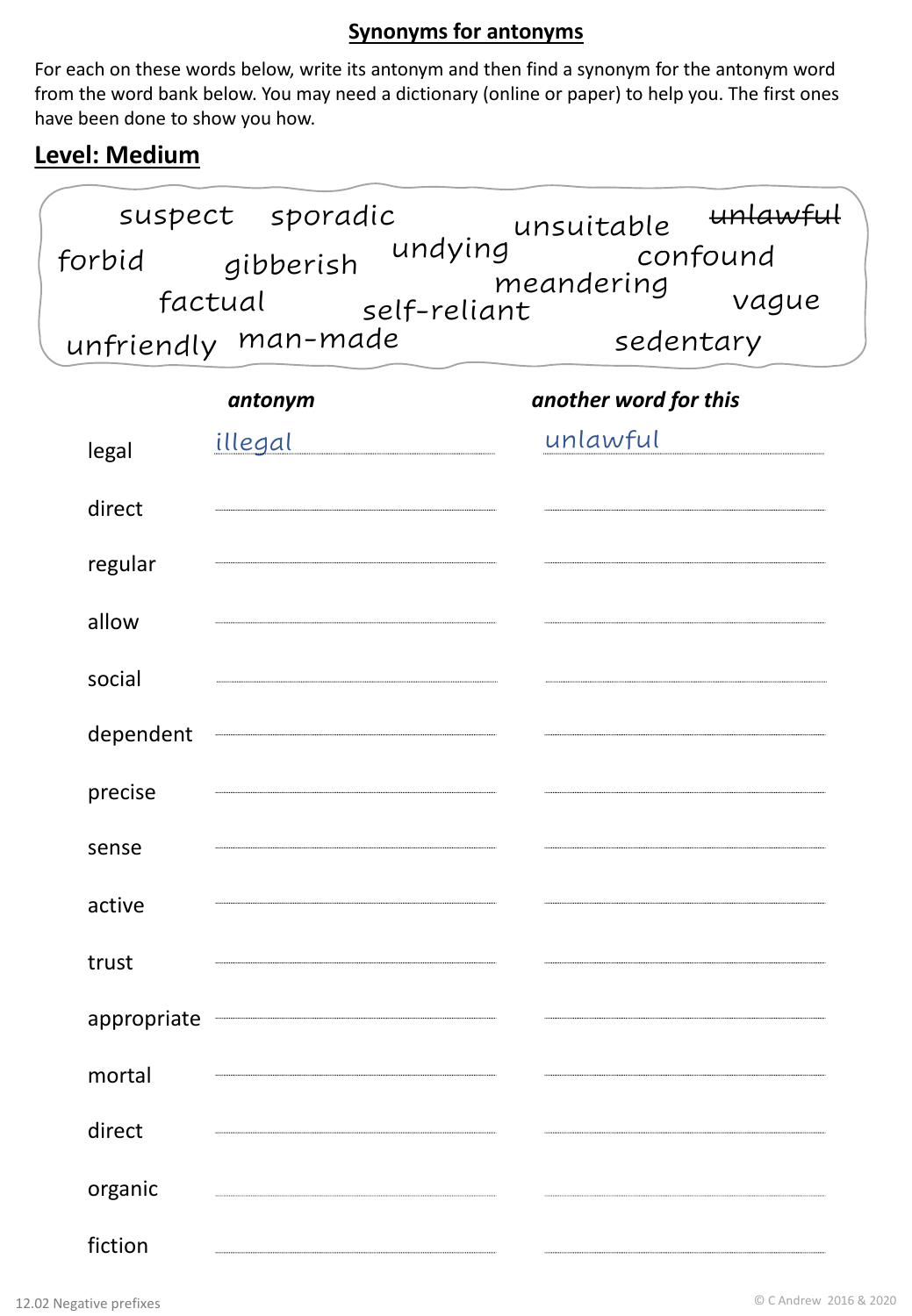## Synonyms for antonyms

For each on these words below, write its antonym and then find a synonym for the antonym word from the word bank below. You may need a dictionary (online or paper) to help you. The first ones have been done to show you how.

## Level: Medium

suspect sporadic unsuitable ~~unlawful~~ forbid gibberish undying confound meandering factual self-reliant vague unfriendly man-made sedentary

| | *antonym* | *another word for this* |
|---|---|---|
| legal | illegal | unlawful |
| direct | | |
| regular | | |
| allow | | |
| social | | |
| dependent | | |
| precise | | |
| sense | | |
| active | | |
| trust | | |
| appropriate | | |
| mortal | | |
| direct | | |
| organic | | |
| fiction | | |

12.02 Negative prefixes

© C Andrew 2016 & 2020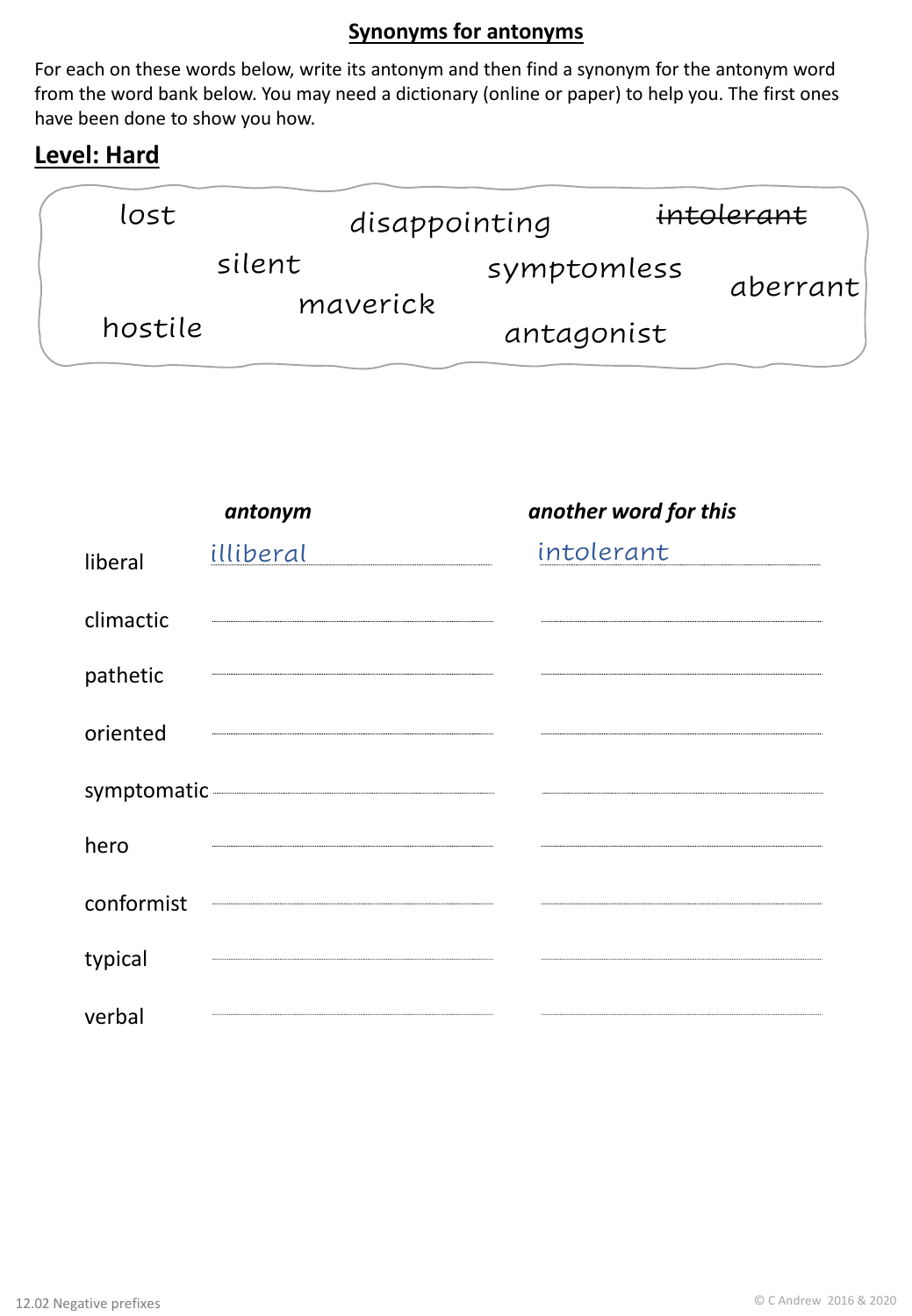## **Synonyms for antonyms**

For each on these words below, write its antonym and then find a synonym for the antonym word from the word bank below. You may need a dictionary (online or paper) to help you. The first ones have been done to show you how.

## **Level: Hard**

lost disappointing ~~intolerant~~ silent symptomless aberrant maverick hostile antagonist

| | *antonym* | *another word for this* |
|---|---|---|
| liberal | illiberal | intolerant |
| climactic | | |
| pathetic | | |
| oriented | | |
| symptomatic | | |
| hero | | |
| conformist | | |
| typical | | |
| verbal | | |